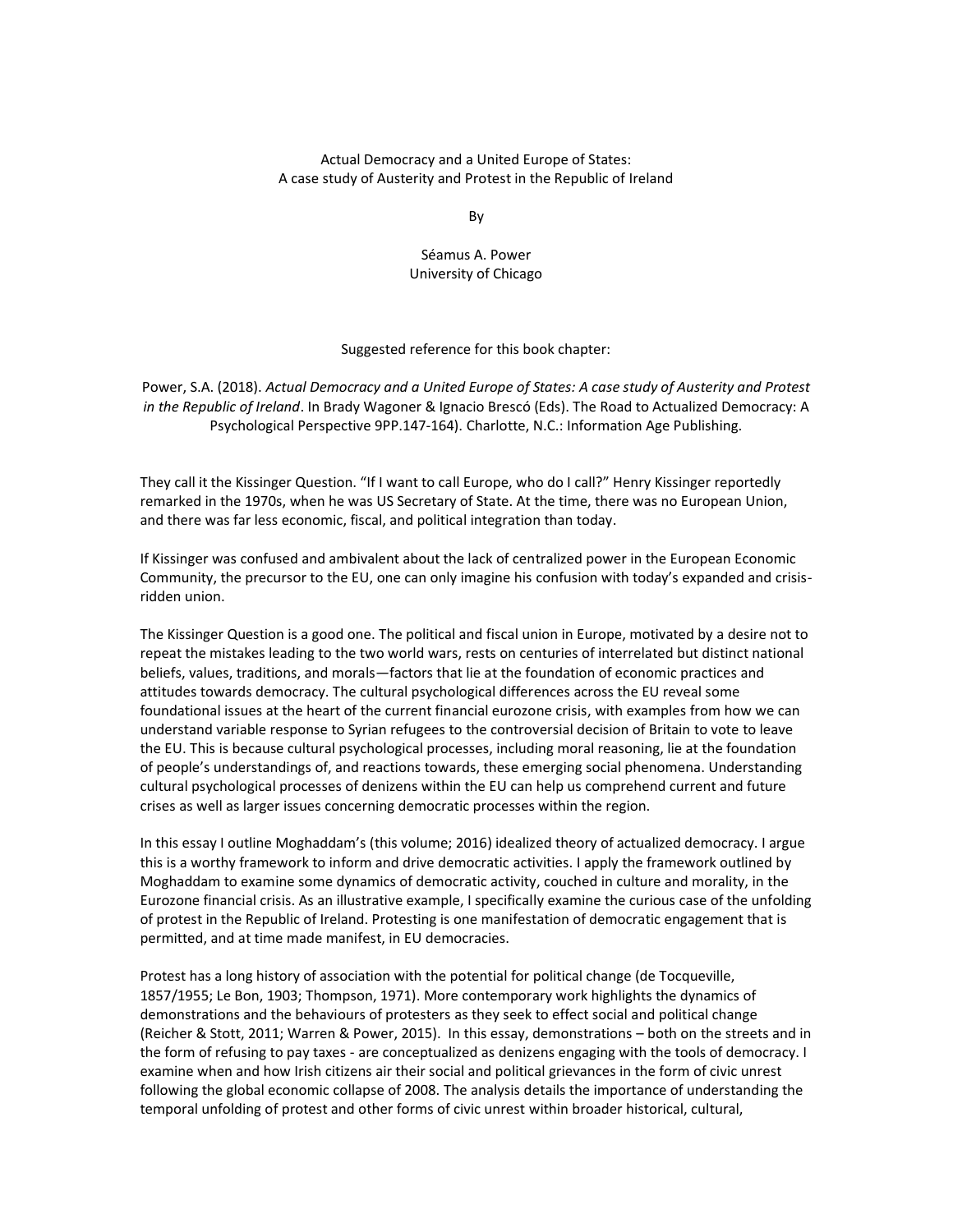# Actual Democracy and a United Europe of States:
## A case study of Austerity and Protest in the Republic of Ireland

By

Séamus A. Power
University of Chicago

Suggested reference for this book chapter:

Power, S.A. (2018). *Actual Democracy and a United Europe of States: A case study of Austerity and Protest in the Republic of Ireland*. In Brady Wagoner & Ignacio Brescó (Eds). The Road to Actualized Democracy: A Psychological Perspective 9PP.147-164). Charlotte, N.C.: Information Age Publishing.

They call it the Kissinger Question. "If I want to call Europe, who do I call?" Henry Kissinger reportedly remarked in the 1970s, when he was US Secretary of State. At the time, there was no European Union, and there was far less economic, fiscal, and political integration than today.

If Kissinger was confused and ambivalent about the lack of centralized power in the European Economic Community, the precursor to the EU, one can only imagine his confusion with today's expanded and crisis-ridden union.

The Kissinger Question is a good one. The political and fiscal union in Europe, motivated by a desire not to repeat the mistakes leading to the two world wars, rests on centuries of interrelated but distinct national beliefs, values, traditions, and morals—factors that lie at the foundation of economic practices and attitudes towards democracy. The cultural psychological differences across the EU reveal some foundational issues at the heart of the current financial eurozone crisis, with examples from how we can understand variable response to Syrian refugees to the controversial decision of Britain to vote to leave the EU. This is because cultural psychological processes, including moral reasoning, lie at the foundation of people's understandings of, and reactions towards, these emerging social phenomena. Understanding cultural psychological processes of denizens within the EU can help us comprehend current and future crises as well as larger issues concerning democratic processes within the region.

In this essay I outline Moghaddam's (this volume; 2016) idealized theory of actualized democracy. I argue this is a worthy framework to inform and drive democratic activities. I apply the framework outlined by Moghaddam to examine some dynamics of democratic activity, couched in culture and morality, in the Eurozone financial crisis. As an illustrative example, I specifically examine the curious case of the unfolding of protest in the Republic of Ireland. Protesting is one manifestation of democratic engagement that is permitted, and at time made manifest, in EU democracies.

Protest has a long history of association with the potential for political change (de Tocqueville, 1857/1955; Le Bon, 1903; Thompson, 1971). More contemporary work highlights the dynamics of demonstrations and the behaviours of protesters as they seek to effect social and political change (Reicher & Stott, 2011; Warren & Power, 2015). In this essay, demonstrations – both on the streets and in the form of refusing to pay taxes - are conceptualized as denizens engaging with the tools of democracy. I examine when and how Irish citizens air their social and political grievances in the form of civic unrest following the global economic collapse of 2008. The analysis details the importance of understanding the temporal unfolding of protest and other forms of civic unrest within broader historical, cultural,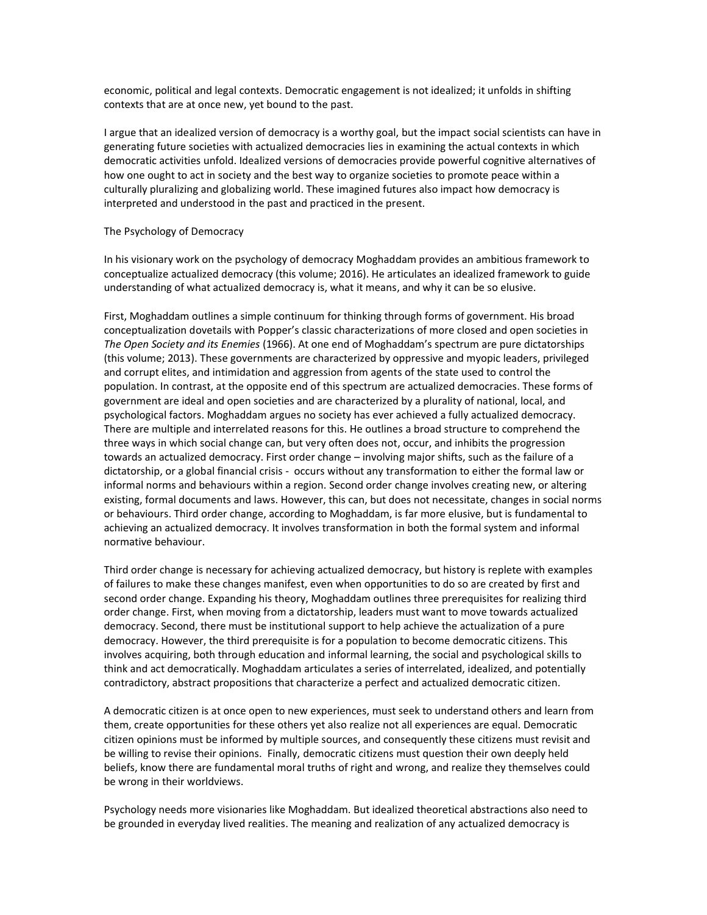economic, political and legal contexts. Democratic engagement is not idealized; it unfolds in shifting contexts that are at once new, yet bound to the past.

I argue that an idealized version of democracy is a worthy goal, but the impact social scientists can have in generating future societies with actualized democracies lies in examining the actual contexts in which democratic activities unfold. Idealized versions of democracies provide powerful cognitive alternatives of how one ought to act in society and the best way to organize societies to promote peace within a culturally pluralizing and globalizing world. These imagined futures also impact how democracy is interpreted and understood in the past and practiced in the present.

## The Psychology of Democracy

In his visionary work on the psychology of democracy Moghaddam provides an ambitious framework to conceptualize actualized democracy (this volume; 2016). He articulates an idealized framework to guide understanding of what actualized democracy is, what it means, and why it can be so elusive.

First, Moghaddam outlines a simple continuum for thinking through forms of government. His broad conceptualization dovetails with Popper's classic characterizations of more closed and open societies in *The Open Society and its Enemies* (1966). At one end of Moghaddam's spectrum are pure dictatorships (this volume; 2013). These governments are characterized by oppressive and myopic leaders, privileged and corrupt elites, and intimidation and aggression from agents of the state used to control the population. In contrast, at the opposite end of this spectrum are actualized democracies. These forms of government are ideal and open societies and are characterized by a plurality of national, local, and psychological factors. Moghaddam argues no society has ever achieved a fully actualized democracy. There are multiple and interrelated reasons for this. He outlines a broad structure to comprehend the three ways in which social change can, but very often does not, occur, and inhibits the progression towards an actualized democracy. First order change – involving major shifts, such as the failure of a dictatorship, or a global financial crisis - occurs without any transformation to either the formal law or informal norms and behaviours within a region. Second order change involves creating new, or altering existing, formal documents and laws. However, this can, but does not necessitate, changes in social norms or behaviours. Third order change, according to Moghaddam, is far more elusive, but is fundamental to achieving an actualized democracy. It involves transformation in both the formal system and informal normative behaviour.

Third order change is necessary for achieving actualized democracy, but history is replete with examples of failures to make these changes manifest, even when opportunities to do so are created by first and second order change. Expanding his theory, Moghaddam outlines three prerequisites for realizing third order change. First, when moving from a dictatorship, leaders must want to move towards actualized democracy. Second, there must be institutional support to help achieve the actualization of a pure democracy. However, the third prerequisite is for a population to become democratic citizens. This involves acquiring, both through education and informal learning, the social and psychological skills to think and act democratically. Moghaddam articulates a series of interrelated, idealized, and potentially contradictory, abstract propositions that characterize a perfect and actualized democratic citizen.

A democratic citizen is at once open to new experiences, must seek to understand others and learn from them, create opportunities for these others yet also realize not all experiences are equal. Democratic citizen opinions must be informed by multiple sources, and consequently these citizens must revisit and be willing to revise their opinions. Finally, democratic citizens must question their own deeply held beliefs, know there are fundamental moral truths of right and wrong, and realize they themselves could be wrong in their worldviews.

Psychology needs more visionaries like Moghaddam. But idealized theoretical abstractions also need to be grounded in everyday lived realities. The meaning and realization of any actualized democracy is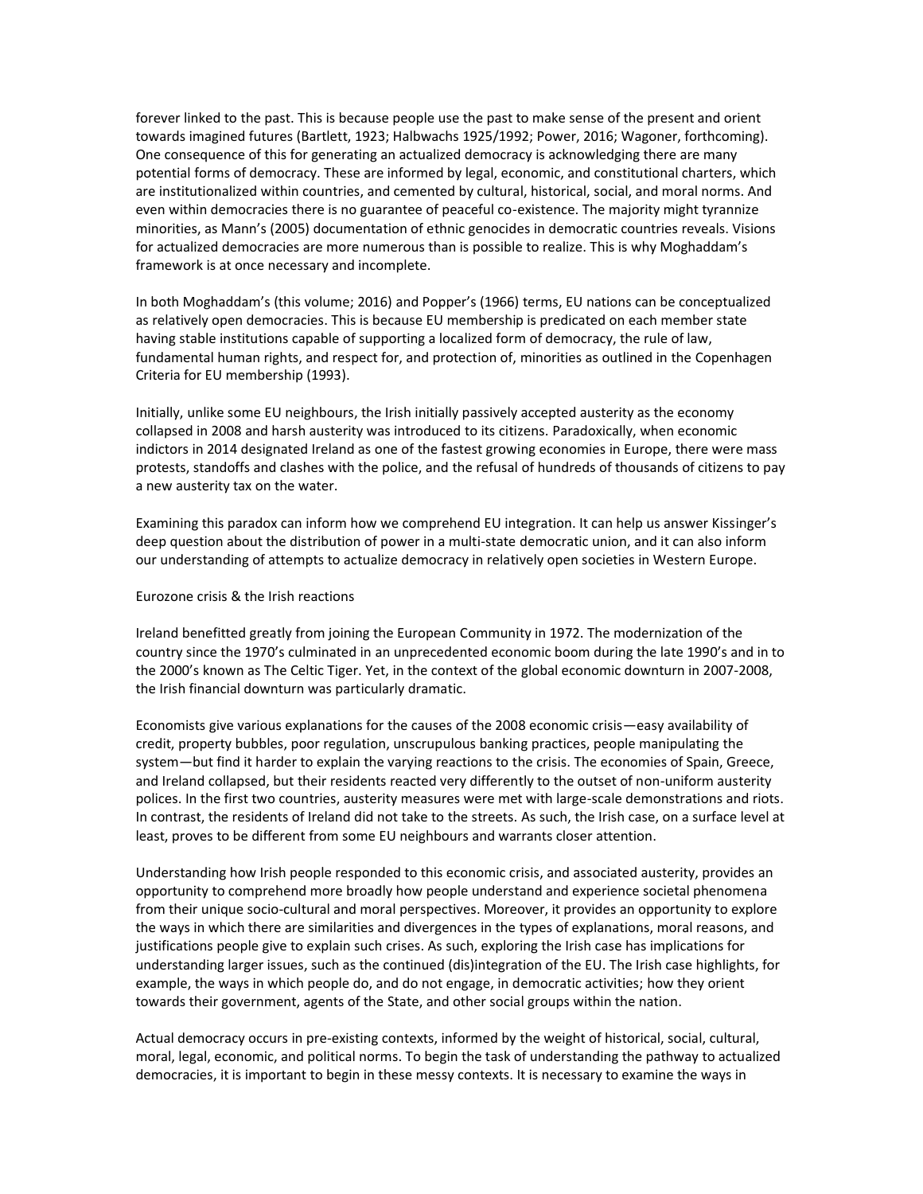forever linked to the past. This is because people use the past to make sense of the present and orient towards imagined futures (Bartlett, 1923; Halbwachs 1925/1992; Power, 2016; Wagoner, forthcoming). One consequence of this for generating an actualized democracy is acknowledging there are many potential forms of democracy. These are informed by legal, economic, and constitutional charters, which are institutionalized within countries, and cemented by cultural, historical, social, and moral norms. And even within democracies there is no guarantee of peaceful co-existence. The majority might tyrannize minorities, as Mann's (2005) documentation of ethnic genocides in democratic countries reveals. Visions for actualized democracies are more numerous than is possible to realize. This is why Moghaddam's framework is at once necessary and incomplete.

In both Moghaddam's (this volume; 2016) and Popper's (1966) terms, EU nations can be conceptualized as relatively open democracies. This is because EU membership is predicated on each member state having stable institutions capable of supporting a localized form of democracy, the rule of law, fundamental human rights, and respect for, and protection of, minorities as outlined in the Copenhagen Criteria for EU membership (1993).

Initially, unlike some EU neighbours, the Irish initially passively accepted austerity as the economy collapsed in 2008 and harsh austerity was introduced to its citizens. Paradoxically, when economic indictors in 2014 designated Ireland as one of the fastest growing economies in Europe, there were mass protests, standoffs and clashes with the police, and the refusal of hundreds of thousands of citizens to pay a new austerity tax on the water.

Examining this paradox can inform how we comprehend EU integration. It can help us answer Kissinger's deep question about the distribution of power in a multi-state democratic union, and it can also inform our understanding of attempts to actualize democracy in relatively open societies in Western Europe.

## Eurozone crisis & the Irish reactions

Ireland benefitted greatly from joining the European Community in 1972. The modernization of the country since the 1970's culminated in an unprecedented economic boom during the late 1990's and in to the 2000's known as The Celtic Tiger. Yet, in the context of the global economic downturn in 2007-2008, the Irish financial downturn was particularly dramatic.

Economists give various explanations for the causes of the 2008 economic crisis—easy availability of credit, property bubbles, poor regulation, unscrupulous banking practices, people manipulating the system—but find it harder to explain the varying reactions to the crisis. The economies of Spain, Greece, and Ireland collapsed, but their residents reacted very differently to the outset of non-uniform austerity polices. In the first two countries, austerity measures were met with large-scale demonstrations and riots. In contrast, the residents of Ireland did not take to the streets. As such, the Irish case, on a surface level at least, proves to be different from some EU neighbours and warrants closer attention.

Understanding how Irish people responded to this economic crisis, and associated austerity, provides an opportunity to comprehend more broadly how people understand and experience societal phenomena from their unique socio-cultural and moral perspectives. Moreover, it provides an opportunity to explore the ways in which there are similarities and divergences in the types of explanations, moral reasons, and justifications people give to explain such crises. As such, exploring the Irish case has implications for understanding larger issues, such as the continued (dis)integration of the EU. The Irish case highlights, for example, the ways in which people do, and do not engage, in democratic activities; how they orient towards their government, agents of the State, and other social groups within the nation.

Actual democracy occurs in pre-existing contexts, informed by the weight of historical, social, cultural, moral, legal, economic, and political norms. To begin the task of understanding the pathway to actualized democracies, it is important to begin in these messy contexts. It is necessary to examine the ways in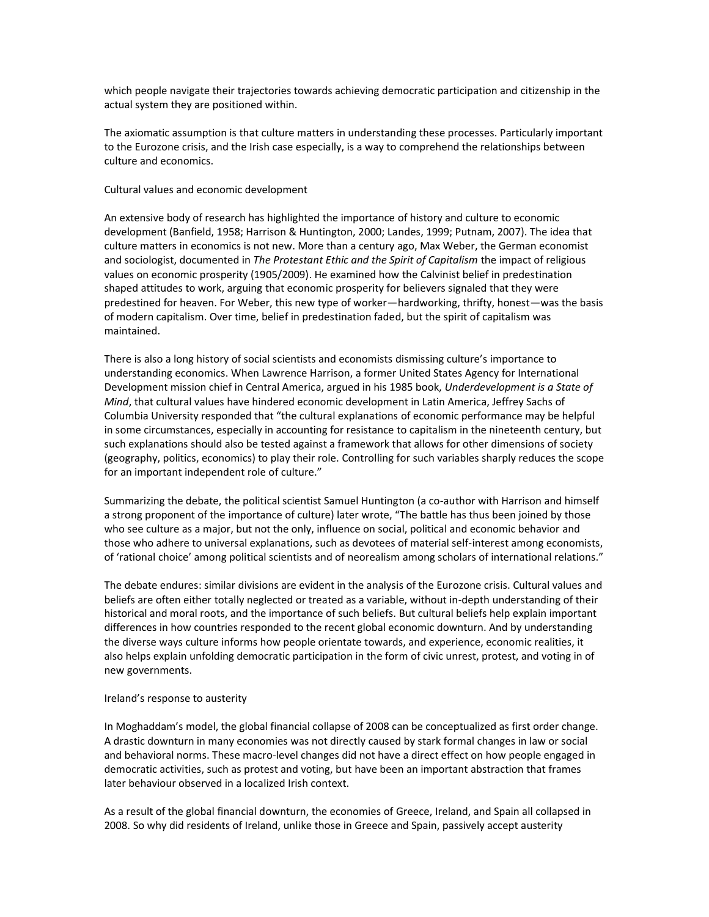which people navigate their trajectories towards achieving democratic participation and citizenship in the actual system they are positioned within.

The axiomatic assumption is that culture matters in understanding these processes. Particularly important to the Eurozone crisis, and the Irish case especially, is a way to comprehend the relationships between culture and economics.

## Cultural values and economic development

An extensive body of research has highlighted the importance of history and culture to economic development (Banfield, 1958; Harrison & Huntington, 2000; Landes, 1999; Putnam, 2007). The idea that culture matters in economics is not new. More than a century ago, Max Weber, the German economist and sociologist, documented in *The Protestant Ethic and the Spirit of Capitalism* the impact of religious values on economic prosperity (1905/2009). He examined how the Calvinist belief in predestination shaped attitudes to work, arguing that economic prosperity for believers signaled that they were predestined for heaven. For Weber, this new type of worker—hardworking, thrifty, honest—was the basis of modern capitalism. Over time, belief in predestination faded, but the spirit of capitalism was maintained.

There is also a long history of social scientists and economists dismissing culture's importance to understanding economics. When Lawrence Harrison, a former United States Agency for International Development mission chief in Central America, argued in his 1985 book, *Underdevelopment is a State of Mind*, that cultural values have hindered economic development in Latin America, Jeffrey Sachs of Columbia University responded that "the cultural explanations of economic performance may be helpful in some circumstances, especially in accounting for resistance to capitalism in the nineteenth century, but such explanations should also be tested against a framework that allows for other dimensions of society (geography, politics, economics) to play their role. Controlling for such variables sharply reduces the scope for an important independent role of culture."

Summarizing the debate, the political scientist Samuel Huntington (a co-author with Harrison and himself a strong proponent of the importance of culture) later wrote, "The battle has thus been joined by those who see culture as a major, but not the only, influence on social, political and economic behavior and those who adhere to universal explanations, such as devotees of material self-interest among economists, of 'rational choice' among political scientists and of neorealism among scholars of international relations."

The debate endures: similar divisions are evident in the analysis of the Eurozone crisis. Cultural values and beliefs are often either totally neglected or treated as a variable, without in-depth understanding of their historical and moral roots, and the importance of such beliefs. But cultural beliefs help explain important differences in how countries responded to the recent global economic downturn. And by understanding the diverse ways culture informs how people orientate towards, and experience, economic realities, it also helps explain unfolding democratic participation in the form of civic unrest, protest, and voting in of new governments.

## Ireland's response to austerity

In Moghaddam's model, the global financial collapse of 2008 can be conceptualized as first order change. A drastic downturn in many economies was not directly caused by stark formal changes in law or social and behavioral norms. These macro-level changes did not have a direct effect on how people engaged in democratic activities, such as protest and voting, but have been an important abstraction that frames later behaviour observed in a localized Irish context.

As a result of the global financial downturn, the economies of Greece, Ireland, and Spain all collapsed in 2008. So why did residents of Ireland, unlike those in Greece and Spain, passively accept austerity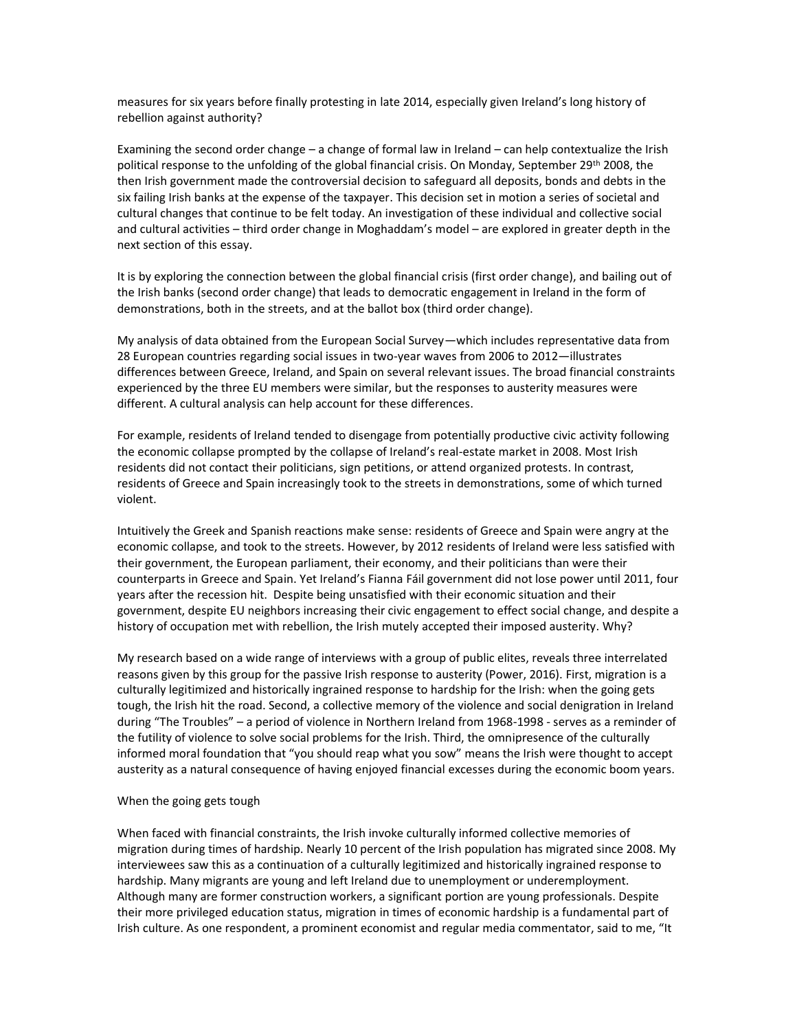measures for six years before finally protesting in late 2014, especially given Ireland's long history of rebellion against authority?

Examining the second order change – a change of formal law in Ireland – can help contextualize the Irish political response to the unfolding of the global financial crisis. On Monday, September 29th 2008, the then Irish government made the controversial decision to safeguard all deposits, bonds and debts in the six failing Irish banks at the expense of the taxpayer. This decision set in motion a series of societal and cultural changes that continue to be felt today. An investigation of these individual and collective social and cultural activities – third order change in Moghaddam's model – are explored in greater depth in the next section of this essay.

It is by exploring the connection between the global financial crisis (first order change), and bailing out of the Irish banks (second order change) that leads to democratic engagement in Ireland in the form of demonstrations, both in the streets, and at the ballot box (third order change).

My analysis of data obtained from the European Social Survey—which includes representative data from 28 European countries regarding social issues in two-year waves from 2006 to 2012—illustrates differences between Greece, Ireland, and Spain on several relevant issues. The broad financial constraints experienced by the three EU members were similar, but the responses to austerity measures were different. A cultural analysis can help account for these differences.

For example, residents of Ireland tended to disengage from potentially productive civic activity following the economic collapse prompted by the collapse of Ireland's real-estate market in 2008. Most Irish residents did not contact their politicians, sign petitions, or attend organized protests. In contrast, residents of Greece and Spain increasingly took to the streets in demonstrations, some of which turned violent.

Intuitively the Greek and Spanish reactions make sense: residents of Greece and Spain were angry at the economic collapse, and took to the streets. However, by 2012 residents of Ireland were less satisfied with their government, the European parliament, their economy, and their politicians than were their counterparts in Greece and Spain. Yet Ireland's Fianna Fáil government did not lose power until 2011, four years after the recession hit. Despite being unsatisfied with their economic situation and their government, despite EU neighbors increasing their civic engagement to effect social change, and despite a history of occupation met with rebellion, the Irish mutely accepted their imposed austerity. Why?

My research based on a wide range of interviews with a group of public elites, reveals three interrelated reasons given by this group for the passive Irish response to austerity (Power, 2016). First, migration is a culturally legitimized and historically ingrained response to hardship for the Irish: when the going gets tough, the Irish hit the road. Second, a collective memory of the violence and social denigration in Ireland during "The Troubles" – a period of violence in Northern Ireland from 1968-1998 - serves as a reminder of the futility of violence to solve social problems for the Irish. Third, the omnipresence of the culturally informed moral foundation that "you should reap what you sow" means the Irish were thought to accept austerity as a natural consequence of having enjoyed financial excesses during the economic boom years.

## When the going gets tough

When faced with financial constraints, the Irish invoke culturally informed collective memories of migration during times of hardship. Nearly 10 percent of the Irish population has migrated since 2008. My interviewees saw this as a continuation of a culturally legitimized and historically ingrained response to hardship. Many migrants are young and left Ireland due to unemployment or underemployment. Although many are former construction workers, a significant portion are young professionals. Despite their more privileged education status, migration in times of economic hardship is a fundamental part of Irish culture. As one respondent, a prominent economist and regular media commentator, said to me, "It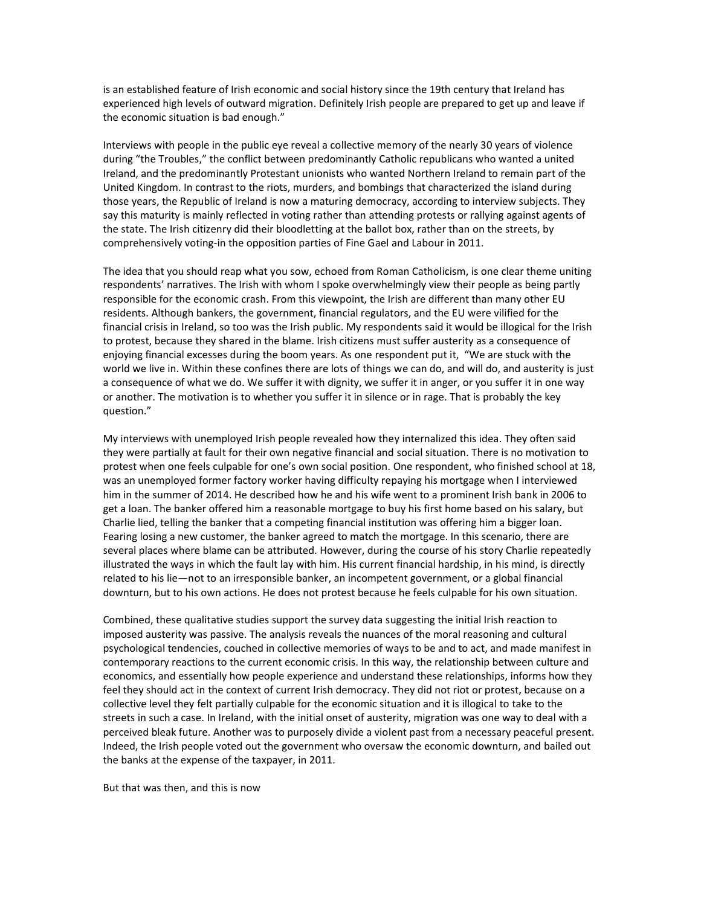is an established feature of Irish economic and social history since the 19th century that Ireland has experienced high levels of outward migration. Definitely Irish people are prepared to get up and leave if the economic situation is bad enough."

Interviews with people in the public eye reveal a collective memory of the nearly 30 years of violence during "the Troubles," the conflict between predominantly Catholic republicans who wanted a united Ireland, and the predominantly Protestant unionists who wanted Northern Ireland to remain part of the United Kingdom. In contrast to the riots, murders, and bombings that characterized the island during those years, the Republic of Ireland is now a maturing democracy, according to interview subjects. They say this maturity is mainly reflected in voting rather than attending protests or rallying against agents of the state. The Irish citizenry did their bloodletting at the ballot box, rather than on the streets, by comprehensively voting-in the opposition parties of Fine Gael and Labour in 2011.

The idea that you should reap what you sow, echoed from Roman Catholicism, is one clear theme uniting respondents' narratives. The Irish with whom I spoke overwhelmingly view their people as being partly responsible for the economic crash. From this viewpoint, the Irish are different than many other EU residents. Although bankers, the government, financial regulators, and the EU were vilified for the financial crisis in Ireland, so too was the Irish public. My respondents said it would be illogical for the Irish to protest, because they shared in the blame. Irish citizens must suffer austerity as a consequence of enjoying financial excesses during the boom years. As one respondent put it, "We are stuck with the world we live in. Within these confines there are lots of things we can do, and will do, and austerity is just a consequence of what we do. We suffer it with dignity, we suffer it in anger, or you suffer it in one way or another. The motivation is to whether you suffer it in silence or in rage. That is probably the key question."

My interviews with unemployed Irish people revealed how they internalized this idea. They often said they were partially at fault for their own negative financial and social situation. There is no motivation to protest when one feels culpable for one's own social position. One respondent, who finished school at 18, was an unemployed former factory worker having difficulty repaying his mortgage when I interviewed him in the summer of 2014. He described how he and his wife went to a prominent Irish bank in 2006 to get a loan. The banker offered him a reasonable mortgage to buy his first home based on his salary, but Charlie lied, telling the banker that a competing financial institution was offering him a bigger loan. Fearing losing a new customer, the banker agreed to match the mortgage. In this scenario, there are several places where blame can be attributed. However, during the course of his story Charlie repeatedly illustrated the ways in which the fault lay with him. His current financial hardship, in his mind, is directly related to his lie—not to an irresponsible banker, an incompetent government, or a global financial downturn, but to his own actions. He does not protest because he feels culpable for his own situation.

Combined, these qualitative studies support the survey data suggesting the initial Irish reaction to imposed austerity was passive. The analysis reveals the nuances of the moral reasoning and cultural psychological tendencies, couched in collective memories of ways to be and to act, and made manifest in contemporary reactions to the current economic crisis. In this way, the relationship between culture and economics, and essentially how people experience and understand these relationships, informs how they feel they should act in the context of current Irish democracy. They did not riot or protest, because on a collective level they felt partially culpable for the economic situation and it is illogical to take to the streets in such a case. In Ireland, with the initial onset of austerity, migration was one way to deal with a perceived bleak future. Another was to purposely divide a violent past from a necessary peaceful present. Indeed, the Irish people voted out the government who oversaw the economic downturn, and bailed out the banks at the expense of the taxpayer, in 2011.

But that was then, and this is now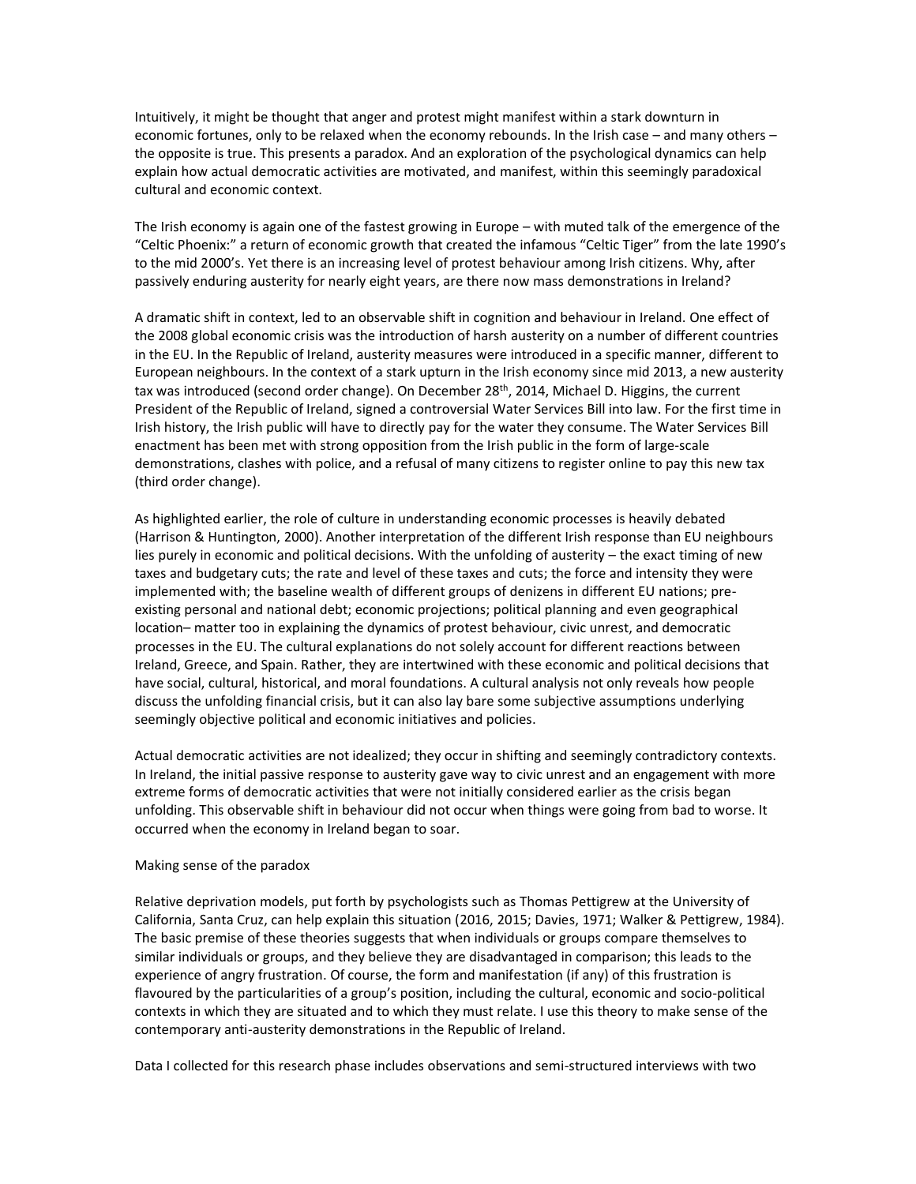Intuitively, it might be thought that anger and protest might manifest within a stark downturn in economic fortunes, only to be relaxed when the economy rebounds. In the Irish case – and many others – the opposite is true. This presents a paradox. And an exploration of the psychological dynamics can help explain how actual democratic activities are motivated, and manifest, within this seemingly paradoxical cultural and economic context.

The Irish economy is again one of the fastest growing in Europe – with muted talk of the emergence of the "Celtic Phoenix:" a return of economic growth that created the infamous "Celtic Tiger" from the late 1990's to the mid 2000's. Yet there is an increasing level of protest behaviour among Irish citizens. Why, after passively enduring austerity for nearly eight years, are there now mass demonstrations in Ireland?

A dramatic shift in context, led to an observable shift in cognition and behaviour in Ireland. One effect of the 2008 global economic crisis was the introduction of harsh austerity on a number of different countries in the EU. In the Republic of Ireland, austerity measures were introduced in a specific manner, different to European neighbours. In the context of a stark upturn in the Irish economy since mid 2013, a new austerity tax was introduced (second order change). On December 28th, 2014, Michael D. Higgins, the current President of the Republic of Ireland, signed a controversial Water Services Bill into law. For the first time in Irish history, the Irish public will have to directly pay for the water they consume. The Water Services Bill enactment has been met with strong opposition from the Irish public in the form of large-scale demonstrations, clashes with police, and a refusal of many citizens to register online to pay this new tax (third order change).

As highlighted earlier, the role of culture in understanding economic processes is heavily debated (Harrison & Huntington, 2000). Another interpretation of the different Irish response than EU neighbours lies purely in economic and political decisions. With the unfolding of austerity – the exact timing of new taxes and budgetary cuts; the rate and level of these taxes and cuts; the force and intensity they were implemented with; the baseline wealth of different groups of denizens in different EU nations; pre-existing personal and national debt; economic projections; political planning and even geographical location– matter too in explaining the dynamics of protest behaviour, civic unrest, and democratic processes in the EU. The cultural explanations do not solely account for different reactions between Ireland, Greece, and Spain. Rather, they are intertwined with these economic and political decisions that have social, cultural, historical, and moral foundations. A cultural analysis not only reveals how people discuss the unfolding financial crisis, but it can also lay bare some subjective assumptions underlying seemingly objective political and economic initiatives and policies.

Actual democratic activities are not idealized; they occur in shifting and seemingly contradictory contexts. In Ireland, the initial passive response to austerity gave way to civic unrest and an engagement with more extreme forms of democratic activities that were not initially considered earlier as the crisis began unfolding. This observable shift in behaviour did not occur when things were going from bad to worse. It occurred when the economy in Ireland began to soar.

## Making sense of the paradox

Relative deprivation models, put forth by psychologists such as Thomas Pettigrew at the University of California, Santa Cruz, can help explain this situation (2016, 2015; Davies, 1971; Walker & Pettigrew, 1984). The basic premise of these theories suggests that when individuals or groups compare themselves to similar individuals or groups, and they believe they are disadvantaged in comparison; this leads to the experience of angry frustration. Of course, the form and manifestation (if any) of this frustration is flavoured by the particularities of a group's position, including the cultural, economic and socio-political contexts in which they are situated and to which they must relate. I use this theory to make sense of the contemporary anti-austerity demonstrations in the Republic of Ireland.

Data I collected for this research phase includes observations and semi-structured interviews with two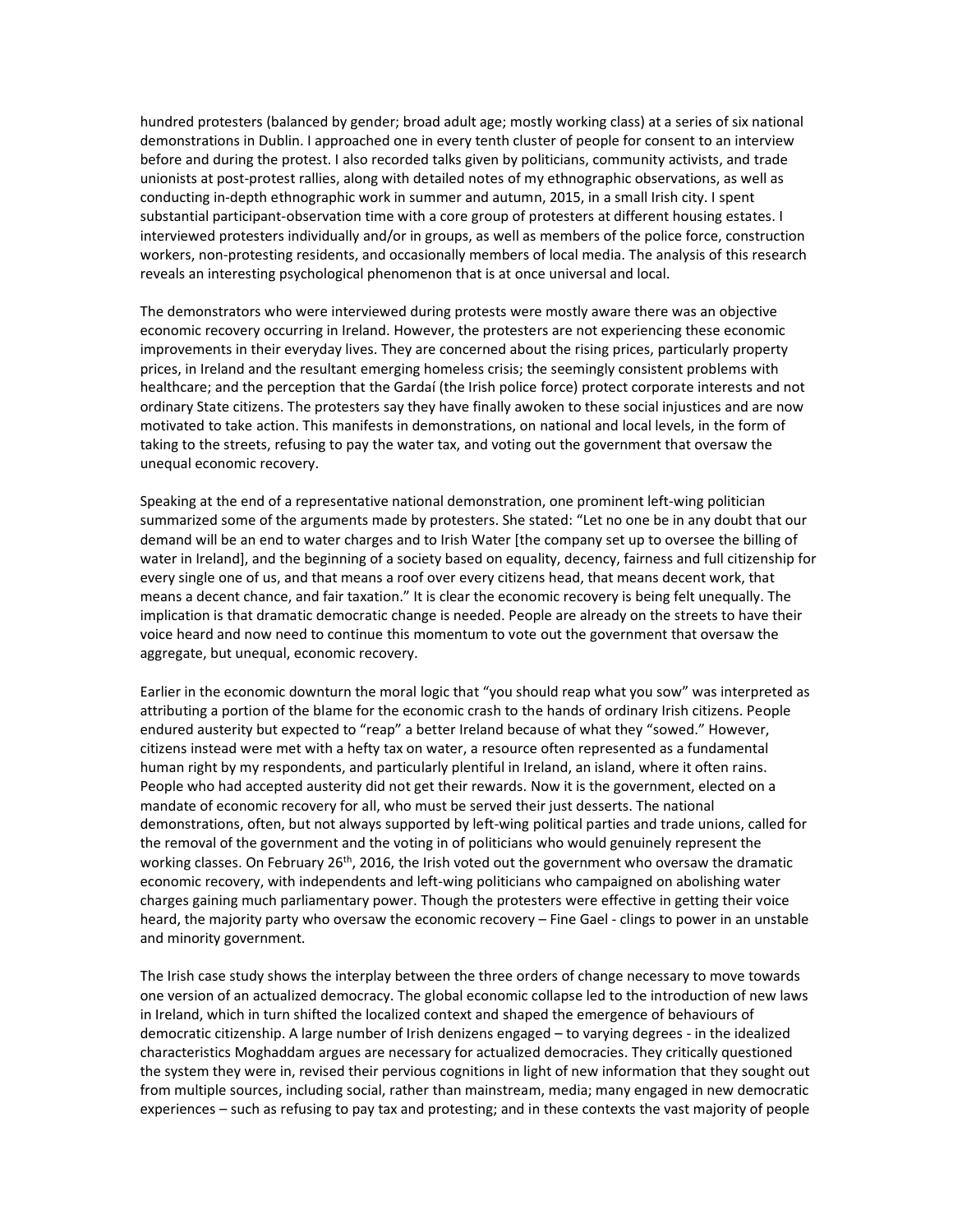hundred protesters (balanced by gender; broad adult age; mostly working class) at a series of six national demonstrations in Dublin. I approached one in every tenth cluster of people for consent to an interview before and during the protest. I also recorded talks given by politicians, community activists, and trade unionists at post-protest rallies, along with detailed notes of my ethnographic observations, as well as conducting in-depth ethnographic work in summer and autumn, 2015, in a small Irish city. I spent substantial participant-observation time with a core group of protesters at different housing estates. I interviewed protesters individually and/or in groups, as well as members of the police force, construction workers, non-protesting residents, and occasionally members of local media. The analysis of this research reveals an interesting psychological phenomenon that is at once universal and local.

The demonstrators who were interviewed during protests were mostly aware there was an objective economic recovery occurring in Ireland. However, the protesters are not experiencing these economic improvements in their everyday lives. They are concerned about the rising prices, particularly property prices, in Ireland and the resultant emerging homeless crisis; the seemingly consistent problems with healthcare; and the perception that the Gardaí (the Irish police force) protect corporate interests and not ordinary State citizens. The protesters say they have finally awoken to these social injustices and are now motivated to take action. This manifests in demonstrations, on national and local levels, in the form of taking to the streets, refusing to pay the water tax, and voting out the government that oversaw the unequal economic recovery.

Speaking at the end of a representative national demonstration, one prominent left-wing politician summarized some of the arguments made by protesters. She stated: "Let no one be in any doubt that our demand will be an end to water charges and to Irish Water [the company set up to oversee the billing of water in Ireland], and the beginning of a society based on equality, decency, fairness and full citizenship for every single one of us, and that means a roof over every citizens head, that means decent work, that means a decent chance, and fair taxation." It is clear the economic recovery is being felt unequally. The implication is that dramatic democratic change is needed. People are already on the streets to have their voice heard and now need to continue this momentum to vote out the government that oversaw the aggregate, but unequal, economic recovery.

Earlier in the economic downturn the moral logic that "you should reap what you sow" was interpreted as attributing a portion of the blame for the economic crash to the hands of ordinary Irish citizens. People endured austerity but expected to "reap" a better Ireland because of what they "sowed." However, citizens instead were met with a hefty tax on water, a resource often represented as a fundamental human right by my respondents, and particularly plentiful in Ireland, an island, where it often rains. People who had accepted austerity did not get their rewards. Now it is the government, elected on a mandate of economic recovery for all, who must be served their just desserts. The national demonstrations, often, but not always supported by left-wing political parties and trade unions, called for the removal of the government and the voting in of politicians who would genuinely represent the working classes. On February 26th, 2016, the Irish voted out the government who oversaw the dramatic economic recovery, with independents and left-wing politicians who campaigned on abolishing water charges gaining much parliamentary power. Though the protesters were effective in getting their voice heard, the majority party who oversaw the economic recovery – Fine Gael - clings to power in an unstable and minority government.

The Irish case study shows the interplay between the three orders of change necessary to move towards one version of an actualized democracy. The global economic collapse led to the introduction of new laws in Ireland, which in turn shifted the localized context and shaped the emergence of behaviours of democratic citizenship. A large number of Irish denizens engaged – to varying degrees - in the idealized characteristics Moghaddam argues are necessary for actualized democracies. They critically questioned the system they were in, revised their pervious cognitions in light of new information that they sought out from multiple sources, including social, rather than mainstream, media; many engaged in new democratic experiences – such as refusing to pay tax and protesting; and in these contexts the vast majority of people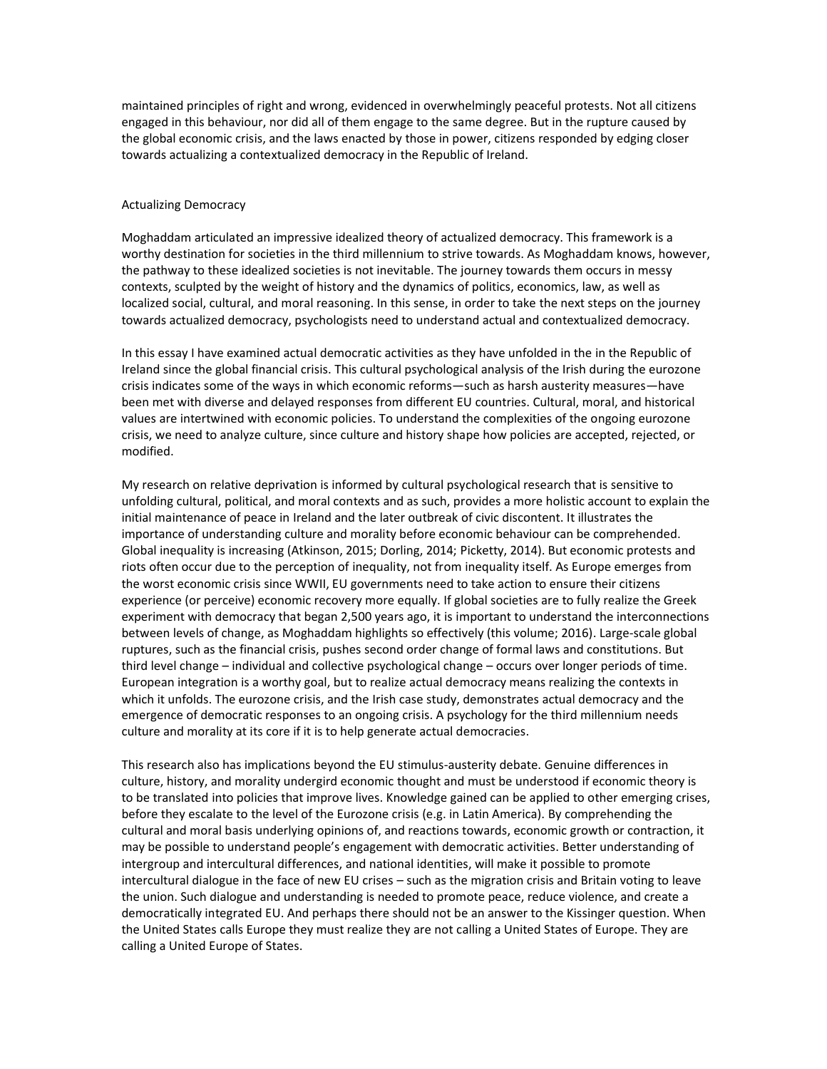maintained principles of right and wrong, evidenced in overwhelmingly peaceful protests. Not all citizens engaged in this behaviour, nor did all of them engage to the same degree. But in the rupture caused by the global economic crisis, and the laws enacted by those in power, citizens responded by edging closer towards actualizing a contextualized democracy in the Republic of Ireland.

## Actualizing Democracy

Moghaddam articulated an impressive idealized theory of actualized democracy. This framework is a worthy destination for societies in the third millennium to strive towards. As Moghaddam knows, however, the pathway to these idealized societies is not inevitable. The journey towards them occurs in messy contexts, sculpted by the weight of history and the dynamics of politics, economics, law, as well as localized social, cultural, and moral reasoning. In this sense, in order to take the next steps on the journey towards actualized democracy, psychologists need to understand actual and contextualized democracy.

In this essay I have examined actual democratic activities as they have unfolded in the in the Republic of Ireland since the global financial crisis. This cultural psychological analysis of the Irish during the eurozone crisis indicates some of the ways in which economic reforms—such as harsh austerity measures—have been met with diverse and delayed responses from different EU countries. Cultural, moral, and historical values are intertwined with economic policies. To understand the complexities of the ongoing eurozone crisis, we need to analyze culture, since culture and history shape how policies are accepted, rejected, or modified.

My research on relative deprivation is informed by cultural psychological research that is sensitive to unfolding cultural, political, and moral contexts and as such, provides a more holistic account to explain the initial maintenance of peace in Ireland and the later outbreak of civic discontent. It illustrates the importance of understanding culture and morality before economic behaviour can be comprehended. Global inequality is increasing (Atkinson, 2015; Dorling, 2014; Picketty, 2014). But economic protests and riots often occur due to the perception of inequality, not from inequality itself. As Europe emerges from the worst economic crisis since WWII, EU governments need to take action to ensure their citizens experience (or perceive) economic recovery more equally. If global societies are to fully realize the Greek experiment with democracy that began 2,500 years ago, it is important to understand the interconnections between levels of change, as Moghaddam highlights so effectively (this volume; 2016). Large-scale global ruptures, such as the financial crisis, pushes second order change of formal laws and constitutions. But third level change – individual and collective psychological change – occurs over longer periods of time. European integration is a worthy goal, but to realize actual democracy means realizing the contexts in which it unfolds. The eurozone crisis, and the Irish case study, demonstrates actual democracy and the emergence of democratic responses to an ongoing crisis. A psychology for the third millennium needs culture and morality at its core if it is to help generate actual democracies.

This research also has implications beyond the EU stimulus-austerity debate. Genuine differences in culture, history, and morality undergird economic thought and must be understood if economic theory is to be translated into policies that improve lives. Knowledge gained can be applied to other emerging crises, before they escalate to the level of the Eurozone crisis (e.g. in Latin America). By comprehending the cultural and moral basis underlying opinions of, and reactions towards, economic growth or contraction, it may be possible to understand people's engagement with democratic activities. Better understanding of intergroup and intercultural differences, and national identities, will make it possible to promote intercultural dialogue in the face of new EU crises – such as the migration crisis and Britain voting to leave the union. Such dialogue and understanding is needed to promote peace, reduce violence, and create a democratically integrated EU. And perhaps there should not be an answer to the Kissinger question. When the United States calls Europe they must realize they are not calling a United States of Europe. They are calling a United Europe of States.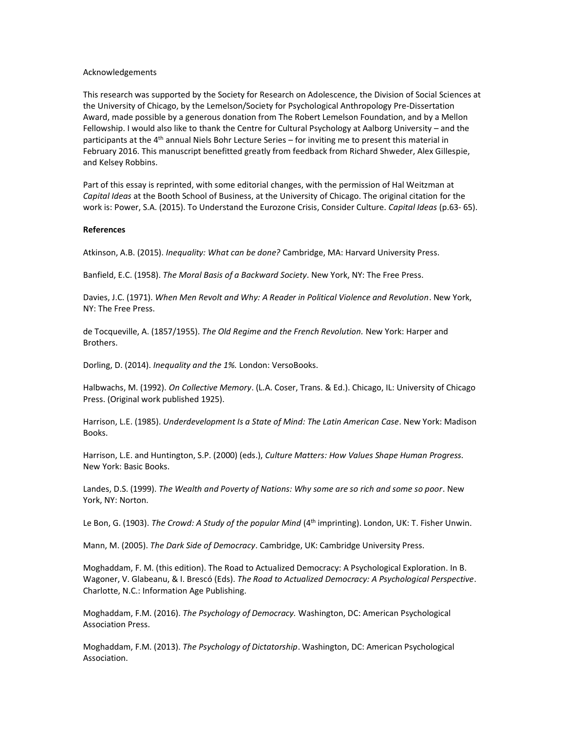Acknowledgements

This research was supported by the Society for Research on Adolescence, the Division of Social Sciences at the University of Chicago, by the Lemelson/Society for Psychological Anthropology Pre-Dissertation Award, made possible by a generous donation from The Robert Lemelson Foundation, and by a Mellon Fellowship. I would also like to thank the Centre for Cultural Psychology at Aalborg University – and the participants at the 4th annual Niels Bohr Lecture Series – for inviting me to present this material in February 2016. This manuscript benefitted greatly from feedback from Richard Shweder, Alex Gillespie, and Kelsey Robbins.

Part of this essay is reprinted, with some editorial changes, with the permission of Hal Weitzman at *Capital Ideas* at the Booth School of Business, at the University of Chicago. The original citation for the work is: Power, S.A. (2015). To Understand the Eurozone Crisis, Consider Culture. *Capital Ideas* (p.63- 65).

**References**

Atkinson, A.B. (2015). *Inequality: What can be done?* Cambridge, MA: Harvard University Press.

Banfield, E.C. (1958). *The Moral Basis of a Backward Society*. New York, NY: The Free Press.

Davies, J.C. (1971). *When Men Revolt and Why: A Reader in Political Violence and Revolution*. New York, NY: The Free Press.

de Tocqueville, A. (1857/1955). *The Old Regime and the French Revolution.* New York: Harper and Brothers.

Dorling, D. (2014). *Inequality and the 1%.* London: VersoBooks.

Halbwachs, M. (1992). *On Collective Memory*. (L.A. Coser, Trans. & Ed.). Chicago, IL: University of Chicago Press. (Original work published 1925).

Harrison, L.E. (1985). *Underdevelopment Is a State of Mind: The Latin American Case*. New York: Madison Books.

Harrison, L.E. and Huntington, S.P. (2000) (eds.), *Culture Matters: How Values Shape Human Progress.* New York: Basic Books.

Landes, D.S. (1999). *The Wealth and Poverty of Nations: Why some are so rich and some so poor*. New York, NY: Norton.

Le Bon, G. (1903). *The Crowd: A Study of the popular Mind* (4th imprinting). London, UK: T. Fisher Unwin.

Mann, M. (2005). *The Dark Side of Democracy*. Cambridge, UK: Cambridge University Press.

Moghaddam, F. M. (this edition). The Road to Actualized Democracy: A Psychological Exploration. In B. Wagoner, V. Glabeanu, & I. Brescó (Eds). *The Road to Actualized Democracy: A Psychological Perspective*. Charlotte, N.C.: Information Age Publishing.

Moghaddam, F.M. (2016). *The Psychology of Democracy.* Washington, DC: American Psychological Association Press.

Moghaddam, F.M. (2013). *The Psychology of Dictatorship*. Washington, DC: American Psychological Association.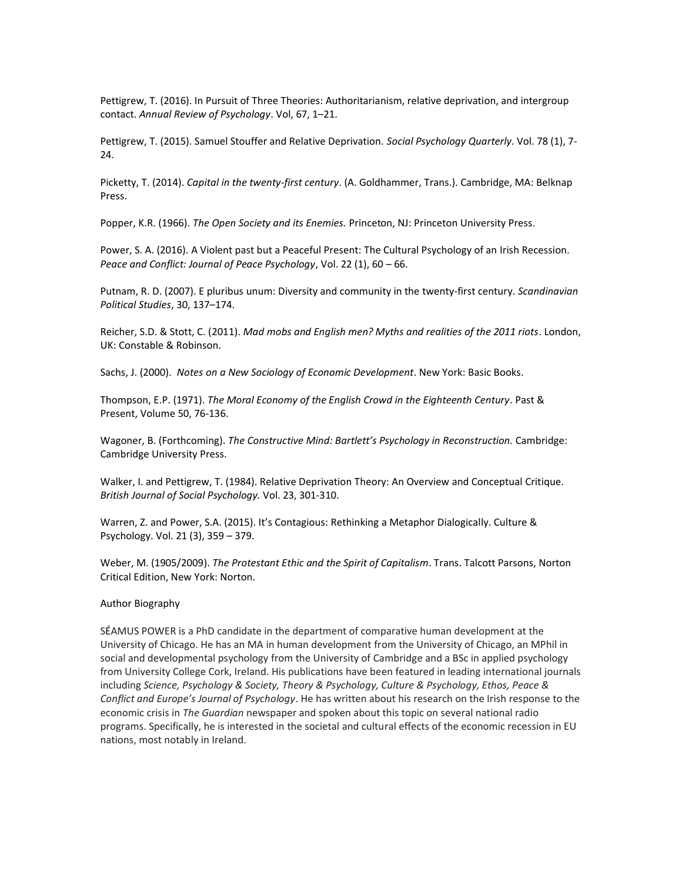Pettigrew, T. (2016). In Pursuit of Three Theories: Authoritarianism, relative deprivation, and intergroup contact. *Annual Review of Psychology*. Vol, 67, 1–21.

Pettigrew, T. (2015). Samuel Stouffer and Relative Deprivation. *Social Psychology Quarterly*. Vol. 78 (1), 7-24.

Picketty, T. (2014). *Capital in the twenty-first century*. (A. Goldhammer, Trans.). Cambridge, MA: Belknap Press.

Popper, K.R. (1966). *The Open Society and its Enemies.* Princeton, NJ: Princeton University Press.

Power, S. A. (2016). A Violent past but a Peaceful Present: The Cultural Psychology of an Irish Recession. *Peace and Conflict: Journal of Peace Psychology*, Vol. 22 (1), 60 – 66.

Putnam, R. D. (2007). E pluribus unum: Diversity and community in the twenty-first century. *Scandinavian Political Studies*, 30, 137–174.

Reicher, S.D. & Stott, C. (2011). *Mad mobs and English men? Myths and realities of the 2011 riots*. London, UK: Constable & Robinson.

Sachs, J. (2000). *Notes on a New Sociology of Economic Development*. New York: Basic Books.

Thompson, E.P. (1971). *The Moral Economy of the English Crowd in the Eighteenth Century*. Past & Present, Volume 50, 76-136.

Wagoner, B. (Forthcoming). *The Constructive Mind: Bartlett's Psychology in Reconstruction.* Cambridge: Cambridge University Press.

Walker, I. and Pettigrew, T. (1984). Relative Deprivation Theory: An Overview and Conceptual Critique. *British Journal of Social Psychology.* Vol. 23, 301-310.

Warren, Z. and Power, S.A. (2015). It's Contagious: Rethinking a Metaphor Dialogically. Culture & Psychology. Vol. 21 (3), 359 – 379.

Weber, M. (1905/2009). *The Protestant Ethic and the Spirit of Capitalism*. Trans. Talcott Parsons, Norton Critical Edition, New York: Norton.

Author Biography

SÉAMUS POWER is a PhD candidate in the department of comparative human development at the University of Chicago. He has an MA in human development from the University of Chicago, an MPhil in social and developmental psychology from the University of Cambridge and a BSc in applied psychology from University College Cork, Ireland. His publications have been featured in leading international journals including *Science, Psychology & Society, Theory & Psychology, Culture & Psychology, Ethos, Peace & Conflict and Europe's Journal of Psychology*. He has written about his research on the Irish response to the economic crisis in *The Guardian* newspaper and spoken about this topic on several national radio programs. Specifically, he is interested in the societal and cultural effects of the economic recession in EU nations, most notably in Ireland.